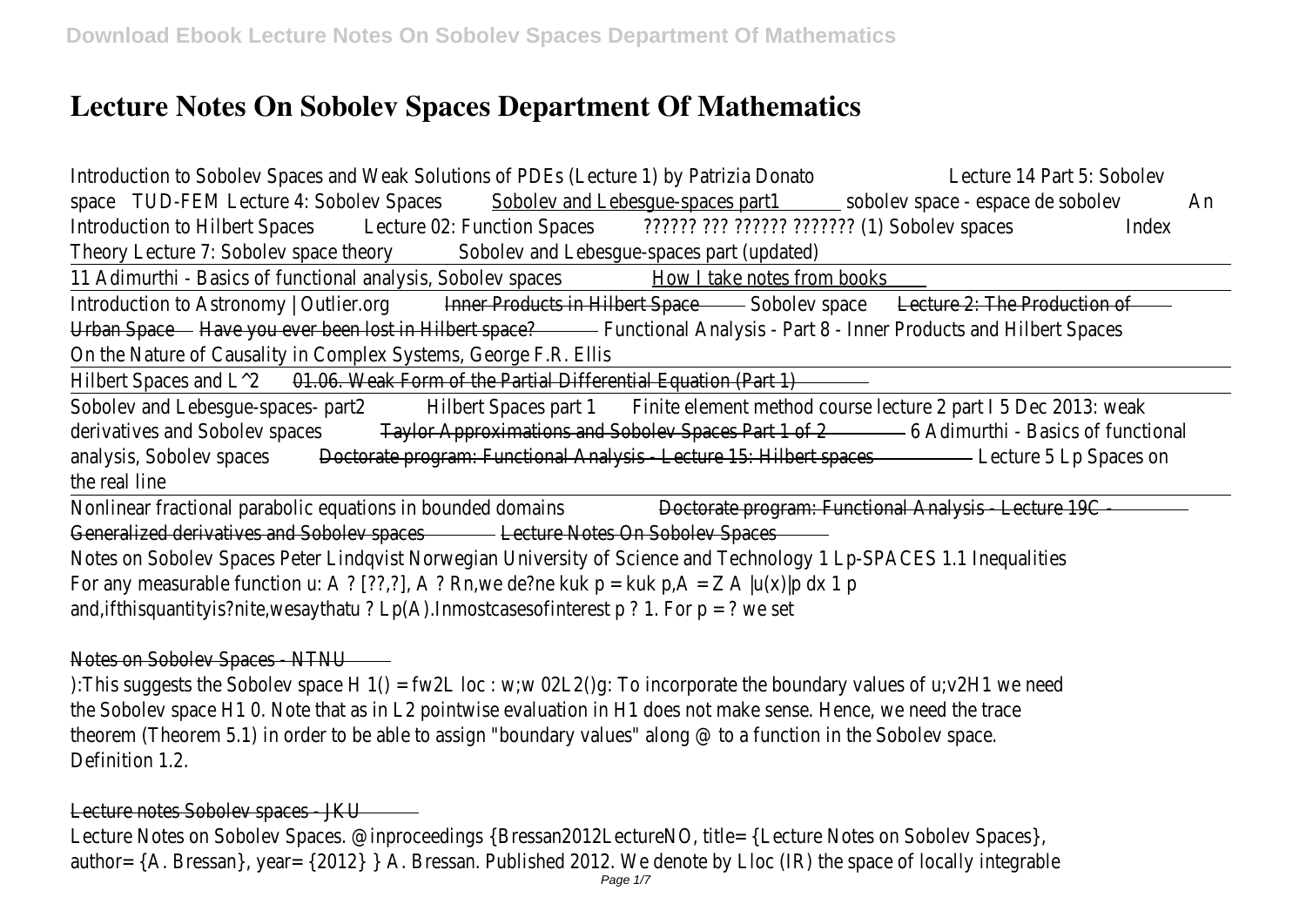# Lecture Notes On Sobolev Spaces Department Of Mathematics

Introduction to Sobolev Spaces and Weak Solutions of PDEs (Lecture 1) by Patrizia Donato Lecture 14 Part 5: Sobolev space TUD-FEM Lecture 4: Sobolev Spaces Sobolev and Lebesgue-spaces part1 sobolev space - espace de sobolev An Introduction to Hilbert Spaces Lecture 02: Function Spaces ?????? ??? ?????? ??????? (1) Sobolev spaces Index Theory Lecture 7: Sobolev space theory Sobolev and Lebesgue-spaces part (updated)

11 Adimurthi - Basics of functional analysis, Sobolev spaces How I take notes from books

Introduction to Astronomy | Outlier.org Inner Products in Hilbert Space Sobolev space Lecture 2: The Production of Urban Space Have you ever been lost in Hilbert space? Functional Analysis - Part 8 - Inner Products and Hilbert Spaces On the Nature of Causality in Complex Systems, George F.R. Ellis

Hilbert Spaces and L^2 01.06. Weak Form of the Partial Differential Equation (Part 1)

Sobolev and Lebesgue-spaces- part2 Hilbert Spaces part 1 Finite element method course lecture 2 part I 5 Dec 2013: weak derivatives and Sobolev spaces Taylor Approximations and Sobolev Spaces Part 1 of 2 6 Adimurthi - Basics of functional analysis, Sobolev spaces Doctorate program: Functional Analysis - Lecture 15: Hilbert spaces Lecture 5 Lp Spaces on the real line

Nonlinear fractional parabolic equations in bounded domains Doctorate program: Functional Analysis - Lecture 19C - Generalized derivatives and Sobolev spaces Lecture Notes On Sobolev Spaces

Notes on Sobolev Spaces Peter Lindqvist Norwegian University of Science and Technology 1 Lp-SPACES 1.1 Inequalities For any measurable function u: A ? [??,?], A ? Rn,we de?ne kuk p = kuk p,A = Z A |u(x)|p dx 1 p and,ifthisquantityis?nite,wesaythatu ? Lp(A).Inmostcasesofinterest p ? 1. For p = ? we set

## Notes on Sobolev Spaces - NTNU

):This suggests the Sobolev space H 1() = fw2L loc : w;w 02L2()g: To incorporate the boundary values of u;v2H1 we need the Sobolev space H1 0. Note that as in L2 pointwise evaluation in H1 does not make sense. Hence, we need the trace theorem (Theorem 5.1) in order to be able to assign "boundary values" along @ to a function in the Sobolev space. Definition 1.2.

## Lecture notes Sobolev spaces - JKU

Lecture Notes on Sobolev Spaces. @inproceedings {Bressan2012LectureNO, title= {Lecture Notes on Sobolev Spaces}, author= {A. Bressan}, year= {2012} } A. Bressan. Published 2012. We denote by Lloc (IR) the space of locally integrable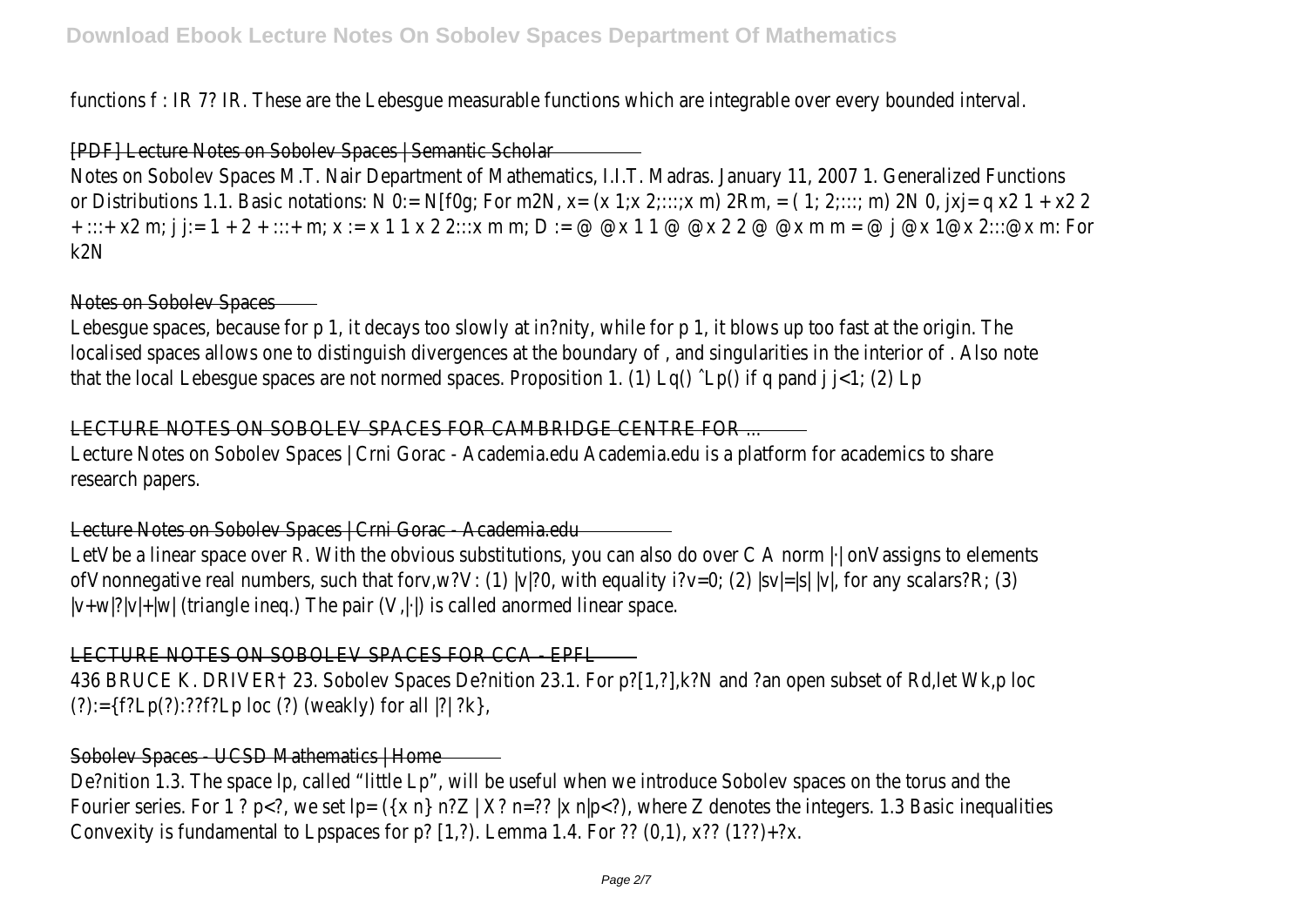functions f : IR 7? IR. These are the Lebesgue measurable functions which are integrable over every bounded interval.

[PDF] Lecture Notes on Sobolev Spaces | Semantic Scholar

Notes on Sobolev Spaces M.T. Nair Department of Mathematics, I.I.T. Madras. January 11, 2007 1. Generalized Functions or Distributions 1.1. Basic notations: N 0:= N[f0g; For m2N, x= (x 1;x 2;:::;x m) 2Rm, = ( 1; 2;:::; m) 2N 0, jxj= q x2 1 + x2 2 + :::+ x2 m; j j:= 1 + 2 + :::+ m; x := x 1 1 x 2 2:::x m m; D := @ @x 1 1 @ @x 2 2 @ @x m m = @ j @x 1@x 2:::@x m: For k2N

Notes on Sobolev Spaces

Lebesgue spaces, because for p 1, it decays too slowly at in?nity, while for p 1, it blows up too fast at the origin. The localised spaces allows one to distinguish divergences at the boundary of , and singularities in the interior of . Also note that the local Lebesgue spaces are not normed spaces. Proposition 1. (1) Lq() ˆLp() if q pand j j<1; (2) Lp

LECTURE NOTES ON SOBOLEV SPACES FOR CAMBRIDGE CENTRE FOR ...

Lecture Notes on Sobolev Spaces | Crni Gorac - Academia.edu Academia.edu is a platform for academics to share research papers.

Lecture Notes on Sobolev Spaces | Crni Gorac - Academia.edu

LetVbe a linear space over R. With the obvious substitutions, you can also do over C A norm |·| onVassigns to elements ofVnonnegative real numbers, such that forv,w?V: (1) |v|?0, with equality i?v=0; (2) |sv|=|s| |v|, for any scalars?R; (3) |v+w|?|v|+|w| (triangle ineq.) The pair (V,|·|) is called anormed linear space.

LECTURE NOTES ON SOBOLEV SPACES FOR CCA - EPFL

436 BRUCE K. DRIVER† 23. Sobolev Spaces De?nition 23.1. For p?[1,?],k?N and ?an open subset of Rd,let Wk,p loc (?):={f?Lp(?):??f?Lp loc (?) (weakly) for all |?| ?k},

Sobolev Spaces - UCSD Mathematics | Home

De?nition 1.3. The space lp, called "little Lp", will be useful when we introduce Sobolev spaces on the torus and the Fourier series. For 1 ? p<?, we set lp= ({x n} n?Z | X? n=?? |x n|p<?), where Z denotes the integers. 1.3 Basic inequalities Convexity is fundamental to Lpspaces for p? [1,?). Lemma 1.4. For ?? (0,1), x?? (1??)+?x.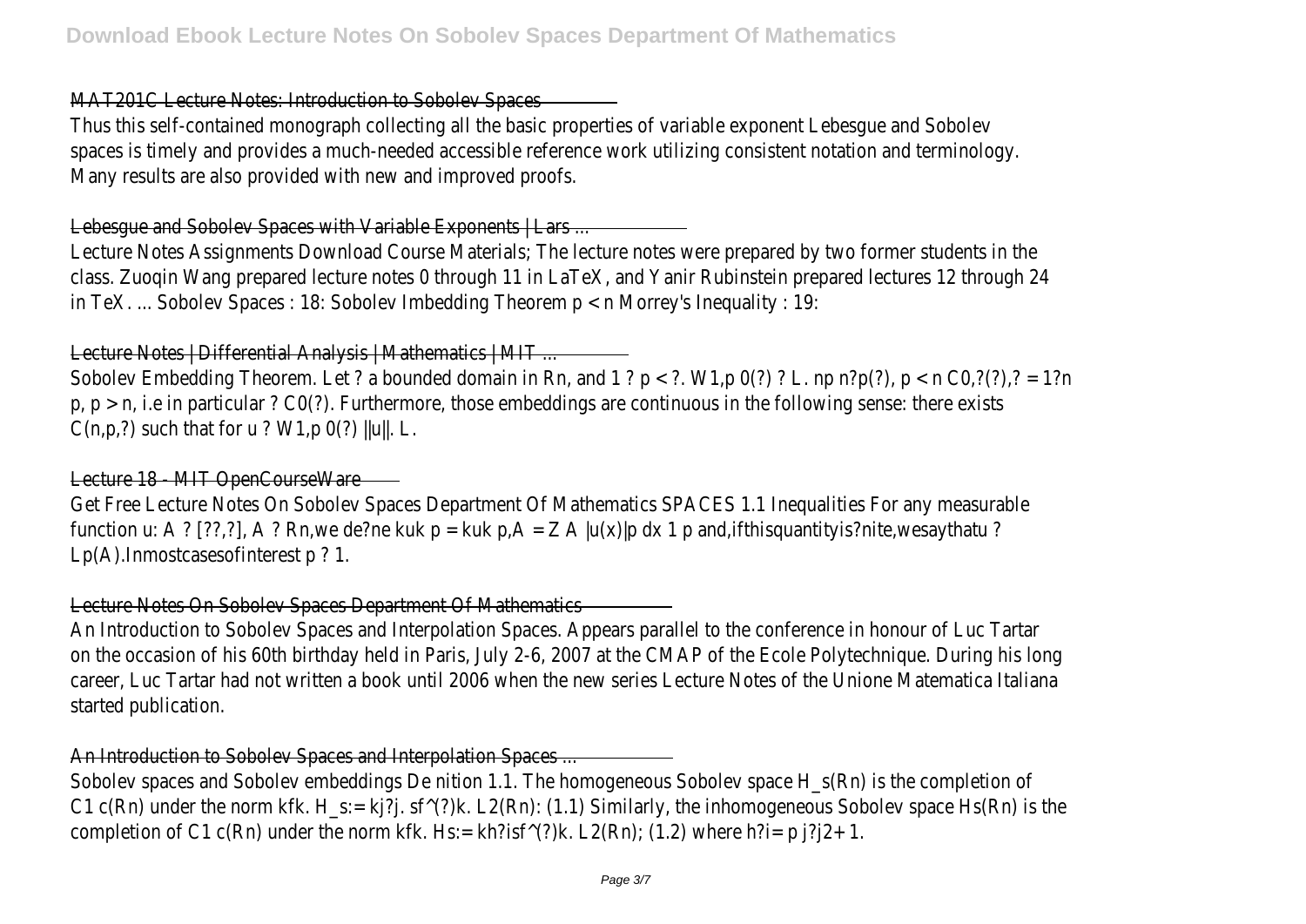## MAT201C Lecture Notes: Introduction to Sobolev Spaces

Thus this self-contained monograph collecting all the basic properties of variable exponent Lebesgue and Sobolev spaces is timely and provides a much-needed accessible reference work utilizing consistent notation and terminology. Many results are also provided with new and improved proofs.

## Lebesgue and Sobolev Spaces with Variable Exponents | Lars ...

Lecture Notes Assignments Download Course Materials; The lecture notes were prepared by two former students in the class. Zuoqin Wang prepared lecture notes 0 through 11 in LaTeX, and Yanir Rubinstein prepared lectures 12 through 24 in TeX. ... Sobolev Spaces : 18: Sobolev Imbedding Theorem p < n Morrey's Inequality : 19:

## Lecture Notes | Differential Analysis | Mathematics | MIT ...

Sobolev Embedding Theorem. Let ? a bounded domain in Rn, and 1 ? p < ?. W1,p 0(?) ? L. np n?p(?), p < n C0,?(?),? = 1?n p, p > n, i.e in particular ? C0(?). Furthermore, those embeddings are continuous in the following sense: there exists C(n,p,?) such that for u ? W1,p 0(?) ||u||. L.

## Lecture 18 - MIT OpenCourseWare

Get Free Lecture Notes On Sobolev Spaces Department Of Mathematics SPACES 1.1 Inequalities For any measurable function u: A ? [??,?], A ? Rn,we de?ne kuk p = kuk p,A = Z A |u(x)|p dx 1 p and,ifthisquantityis?nite,wesaythatu ? Lp(A).Inmostcasesofinterest p ? 1.

## Lecture Notes On Sobolev Spaces Department Of Mathematics

An Introduction to Sobolev Spaces and Interpolation Spaces. Appears parallel to the conference in honour of Luc Tartar on the occasion of his 60th birthday held in Paris, July 2-6, 2007 at the CMAP of the Ecole Polytechnique. During his long career, Luc Tartar had not written a book until 2006 when the new series Lecture Notes of the Unione Matematica Italiana started publication.

## An Introduction to Sobolev Spaces and Interpolation Spaces ...

Sobolev spaces and Sobolev embeddings De nition 1.1. The homogeneous Sobolev space H_s(Rn) is the completion of C1 c(Rn) under the norm kfk. H_s:= kj?j. sf^(?)k. L2(Rn): (1.1) Similarly, the inhomogeneous Sobolev space Hs(Rn) is the completion of C1 c(Rn) under the norm kfk. Hs:= kh?isf^(?)k. L2(Rn); (1.2) where h?i= p j?j2+ 1.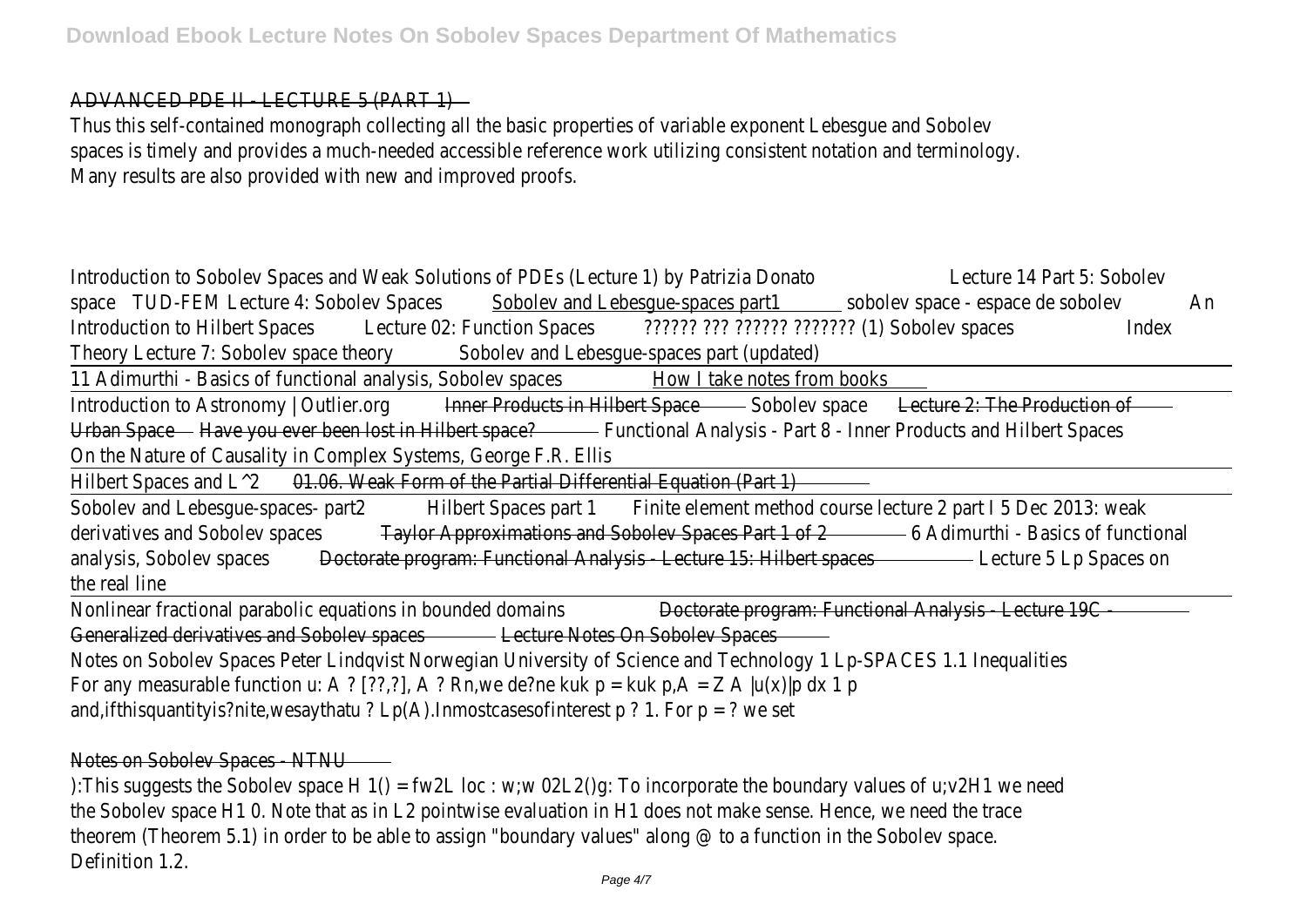ADVANCED PDE II - LECTURE 5 (PART 1)

Thus this self-contained monograph collecting all the basic properties of variable exponent Lebesgue and Sobolev spaces is timely and provides a much-needed accessible reference work utilizing consistent notation and terminology. Many results are also provided with new and improved proofs.

Introduction to Sobolev Spaces and Weak Solutions of PDEs (Lecture 1) by Patrizia Donato Lecture 14 Part 5: Sobolev space TUD-FEM Lecture 4: Sobolev Spaces Sobolev and Lebesgue-spaces part1 sobolev space - espace de sobolev An Introduction to Hilbert Spaces Lecture 02: Function Spaces ?????? ??? ?????? ??????? (1) Sobolev spaces Index Theory Lecture 7: Sobolev space theory Sobolev and Lebesgue-spaces part (updated)

11 Adimurthi - Basics of functional analysis, Sobolev spaces How I take notes from books

Introduction to Astronomy | Outlier.org Inner Products in Hilbert Space Sobolev space Lecture 2: The Production of Urban Space Have you ever been lost in Hilbert space? Functional Analysis - Part 8 - Inner Products and Hilbert Spaces On the Nature of Causality in Complex Systems, George F.R. Ellis

Hilbert Spaces and L^2 01.06. Weak Form of the Partial Differential Equation (Part 1)

Sobolev and Lebesgue-spaces- part2 Hilbert Spaces part 1 Finite element method course lecture 2 part I 5 Dec 2013: weak derivatives and Sobolev spaces Taylor Approximations and Sobolev Spaces Part 1 of 2 6 Adimurthi - Basics of functional analysis, Sobolev spaces Doctorate program: Functional Analysis - Lecture 15: Hilbert spaces Lecture 5 Lp Spaces on the real line

Nonlinear fractional parabolic equations in bounded domains Doctorate program: Functional Analysis - Lecture 19C - Generalized derivatives and Sobolev spaces Lecture Notes On Sobolev Spaces

Notes on Sobolev Spaces Peter Lindqvist Norwegian University of Science and Technology 1 Lp-SPACES 1.1 Inequalities For any measurable function u: A ? [??,?], A ? Rn,we de?ne kuk p = kuk p,A = Z A |u(x)|p dx 1 p and,ifthisquantityis?nite,wesaythatu ? Lp(A).Inmostcasesofinterest p ? 1. For p = ? we set

Notes on Sobolev Spaces - NTNU

):This suggests the Sobolev space H 1() = fw2L loc : w;w 02L2()g: To incorporate the boundary values of u;v2H1 we need the Sobolev space H1 0. Note that as in L2 pointwise evaluation in H1 does not make sense. Hence, we need the trace theorem (Theorem 5.1) in order to be able to assign "boundary values" along @ to a function in the Sobolev space. Definition 1.2.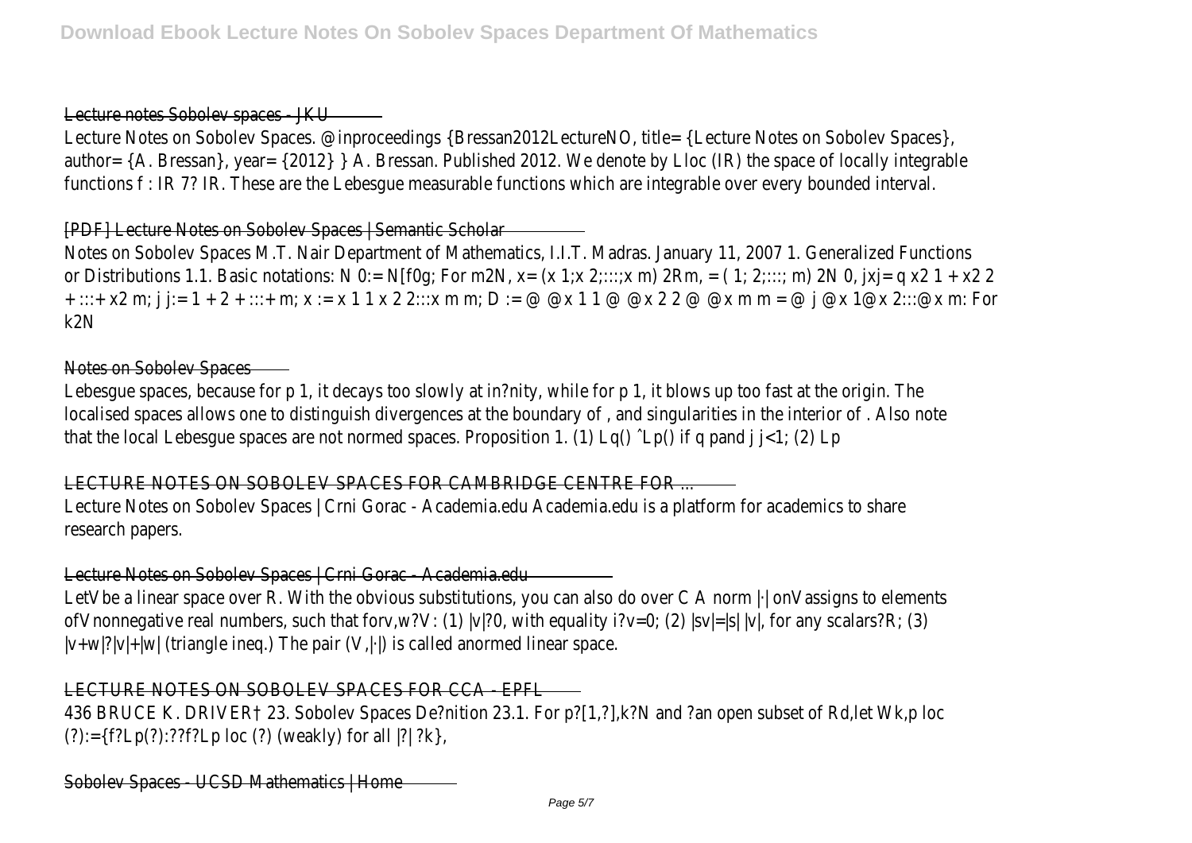Lecture notes Sobolev spaces - JKU

Lecture Notes on Sobolev Spaces. @inproceedings {Bressan2012LectureNO, title= {Lecture Notes on Sobolev Spaces}, author= {A. Bressan}, year= {2012} } A. Bressan. Published 2012. We denote by Lloc (IR) the space of locally integrable functions f : IR 7? IR. These are the Lebesgue measurable functions which are integrable over every bounded interval.

[PDF] Lecture Notes on Sobolev Spaces | Semantic Scholar

Notes on Sobolev Spaces M.T. Nair Department of Mathematics, I.I.T. Madras. January 11, 2007 1. Generalized Functions or Distributions 1.1. Basic notations: N 0:= N[f0g; For m2N, x= (x 1;x 2;:::;x m) 2Rm, = ( 1; 2;:::; m) 2N 0, jxj= q x2 1 + x2 2 + :::+ x2 m; j j:= 1 + 2 + :::+ m; x := x 1 1 x 2 2:::x m m; D := @ @x 1 1 @ @x 2 2 @ @x m m = @ j @x 1@x 2:::@x m: For k2N

Notes on Sobolev Spaces

Lebesgue spaces, because for p 1, it decays too slowly at in?nity, while for p 1, it blows up too fast at the origin. The localised spaces allows one to distinguish divergences at the boundary of , and singularities in the interior of . Also note that the local Lebesgue spaces are not normed spaces. Proposition 1. (1) Lq() ˆLp() if q pand j j<1; (2) Lp

LECTURE NOTES ON SOBOLEV SPACES FOR CAMBRIDGE CENTRE FOR ...

Lecture Notes on Sobolev Spaces | Crni Gorac - Academia.edu Academia.edu is a platform for academics to share research papers.

Lecture Notes on Sobolev Spaces | Crni Gorac - Academia.edu

LetVbe a linear space over R. With the obvious substitutions, you can also do over C A norm |·| onVassigns to elements ofVnonnegative real numbers, such that forv,w?V: (1) |v|?0, with equality i?v=0; (2) |sv|=|s| |v|, for any scalars?R; (3) |v+w|?|v|+|w| (triangle ineq.) The pair (V,|·|) is called anormed linear space.

LECTURE NOTES ON SOBOLEV SPACES FOR CCA - EPFL

436 BRUCE K. DRIVER† 23. Sobolev Spaces De?nition 23.1. For p?[1,?],k?N and ?an open subset of Rd,let Wk,p loc (?):={f?Lp(?):??f?Lp loc (?) (weakly) for all |?| ?k},

Sobolev Spaces - UCSD Mathematics | Home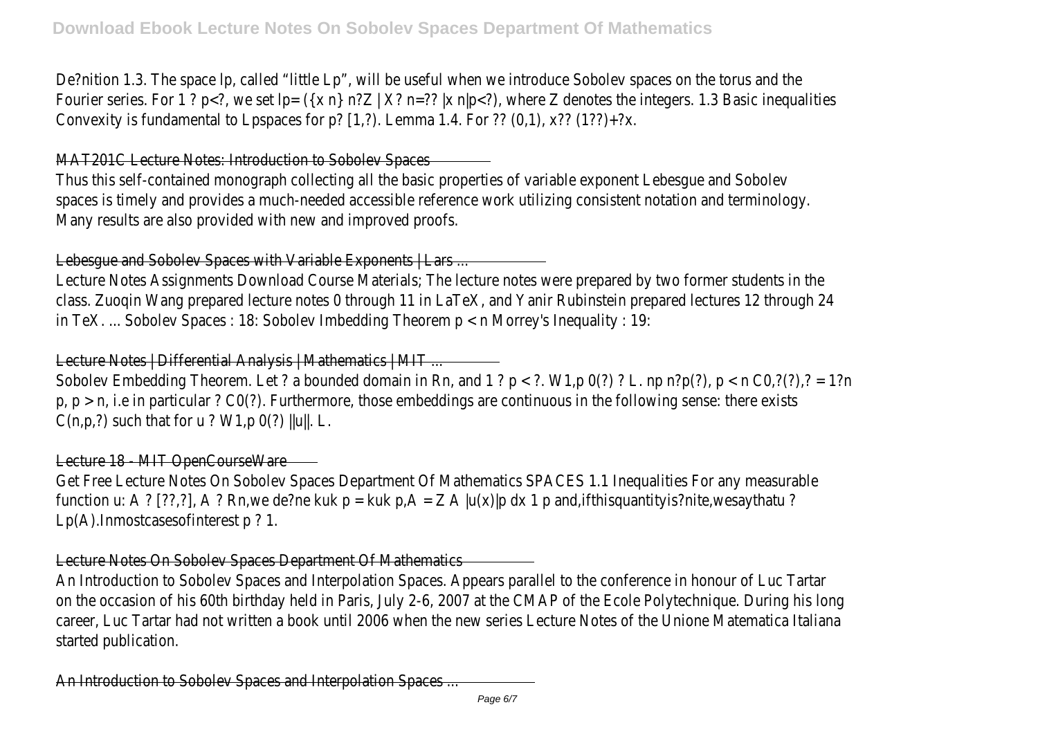De?nition 1.3. The space lp, called "little Lp", will be useful when we introduce Sobolev spaces on the torus and the Fourier series. For 1 ? p<?, we set lp= ({x n} n?Z | X? n=?? |x n|p<?), where Z denotes the integers. 1.3 Basic inequalities Convexity is fundamental to Lpspaces for p? [1,?). Lemma 1.4. For ?? (0,1), x?? (1??)+?x.

## MAT201C Lecture Notes: Introduction to Sobolev Spaces

Thus this self-contained monograph collecting all the basic properties of variable exponent Lebesgue and Sobolev spaces is timely and provides a much-needed accessible reference work utilizing consistent notation and terminology. Many results are also provided with new and improved proofs.

## Lebesgue and Sobolev Spaces with Variable Exponents | Lars ...

Lecture Notes Assignments Download Course Materials; The lecture notes were prepared by two former students in the class. Zuoqin Wang prepared lecture notes 0 through 11 in LaTeX, and Yanir Rubinstein prepared lectures 12 through 24 in TeX. ... Sobolev Spaces : 18: Sobolev Imbedding Theorem p < n Morrey's Inequality : 19:

## Lecture Notes | Differential Analysis | Mathematics | MIT ...

Sobolev Embedding Theorem. Let ? a bounded domain in Rn, and 1 ? p < ?. W1,p 0(?) ? L. np n?p(?), p < n C0,?(?),? = 1?n p, p > n, i.e in particular ? C0(?). Furthermore, those embeddings are continuous in the following sense: there exists C(n,p,?) such that for u ? W1,p 0(?) ||u||. L.

## Lecture 18 - MIT OpenCourseWare

Get Free Lecture Notes On Sobolev Spaces Department Of Mathematics SPACES 1.1 Inequalities For any measurable function u: A ? [??,?], A ? Rn,we de?ne kuk p = kuk p,A = Z A |u(x)|p dx 1 p and,ifthisquantityis?nite,wesaythatu ? Lp(A).Inmostcasesofinterest p ? 1.

## Lecture Notes On Sobolev Spaces Department Of Mathematics

An Introduction to Sobolev Spaces and Interpolation Spaces. Appears parallel to the conference in honour of Luc Tartar on the occasion of his 60th birthday held in Paris, July 2-6, 2007 at the CMAP of the Ecole Polytechnique. During his long career, Luc Tartar had not written a book until 2006 when the new series Lecture Notes of the Unione Matematica Italiana started publication.

## An Introduction to Sobolev Spaces and Interpolation Spaces ...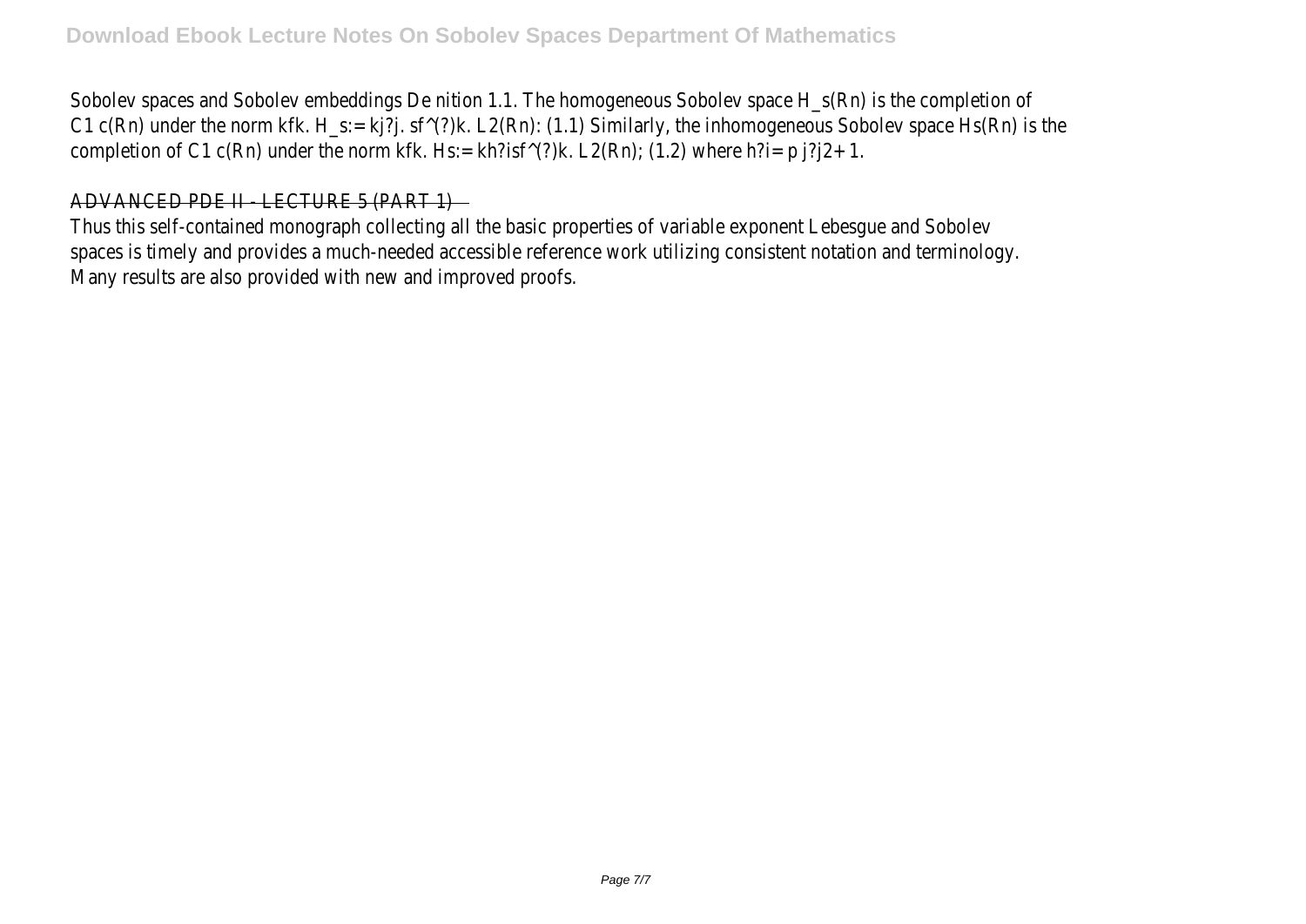Sobolev spaces and Sobolev embeddings De nition 1.1. The homogeneous Sobolev space H_s(Rn) is the completion of C1 c(Rn) under the norm kfk. H_s:= kj?j. sf^(?)k. L2(Rn): (1.1) Similarly, the inhomogeneous Sobolev space Hs(Rn) is the completion of C1 c(Rn) under the norm kfk. Hs:= kh?isf^(?)k. L2(Rn); (1.2) where h?i= p j?j2+ 1.

ADVANCED PDE II - LECTURE 5 (PART 1)

Thus this self-contained monograph collecting all the basic properties of variable exponent Lebesgue and Sobolev spaces is timely and provides a much-needed accessible reference work utilizing consistent notation and terminology. Many results are also provided with new and improved proofs.